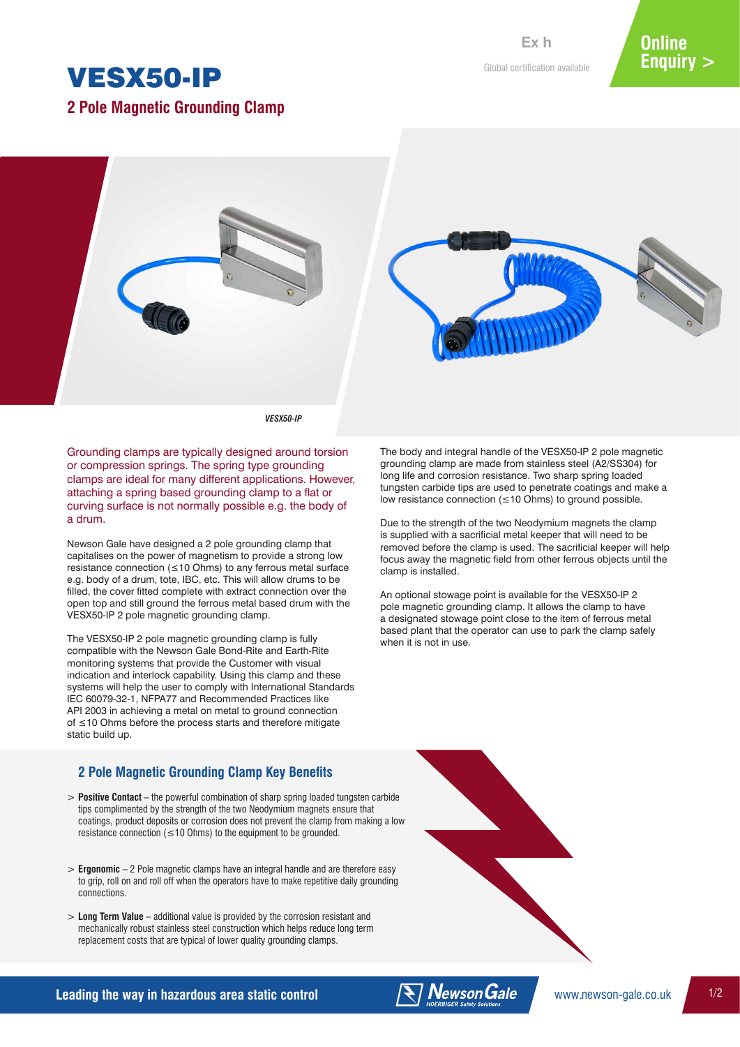Ex h

Global certification available

Online Enquiry >

# VESX50-IP

## 2 Pole Magnetic Grounding Clamp

*VESX50-IP*

Grounding clamps are typically designed around torsion or compression springs. The spring type grounding clamps are ideal for many different applications. However, attaching a spring based grounding clamp to a flat or curving surface is not normally possible e.g. the body of a drum.

Newson Gale have designed a 2 pole grounding clamp that capitalises on the power of magnetism to provide a strong low resistance connection (≤10 Ohms) to any ferrous metal surface e.g. body of a drum, tote, IBC, etc. This will allow drums to be filled, the cover fitted complete with extract connection over the open top and still ground the ferrous metal based drum with the VESX50-IP 2 pole magnetic grounding clamp.

The VESX50-IP 2 pole magnetic grounding clamp is fully compatible with the Newson Gale Bond-Rite and Earth-Rite monitoring systems that provide the Customer with visual indication and interlock capability. Using this clamp and these systems will help the user to comply with International Standards IEC 60079-32-1, NFPA77 and Recommended Practices like API 2003 in achieving a metal on metal to ground connection of ≤10 Ohms before the process starts and therefore mitigate static build up.

The body and integral handle of the VESX50-IP 2 pole magnetic grounding clamp are made from stainless steel (A2/SS304) for long life and corrosion resistance. Two sharp spring loaded tungsten carbide tips are used to penetrate coatings and make a low resistance connection (≤10 Ohms) to ground possible.

Due to the strength of the two Neodymium magnets the clamp is supplied with a sacrificial metal keeper that will need to be removed before the clamp is used. The sacrificial keeper will help focus away the magnetic field from other ferrous objects until the clamp is installed.

An optional stowage point is available for the VESX50-IP 2 pole magnetic grounding clamp. It allows the clamp to have a designated stowage point close to the item of ferrous metal based plant that the operator can use to park the clamp safely when it is not in use.

### 2 Pole Magnetic Grounding Clamp Key Benefits

> **Positive Contact** – the powerful combination of sharp spring loaded tungsten carbide tips complimented by the strength of the two Neodymium magnets ensure that coatings, product deposits or corrosion does not prevent the clamp from making a low resistance connection (≤10 Ohms) to the equipment to be grounded.

> **Ergonomic** – 2 Pole magnetic clamps have an integral handle and are therefore easy to grip, roll on and roll off when the operators have to make repetitive daily grounding connections.

> **Long Term Value** – additional value is provided by the corrosion resistant and mechanically robust stainless steel construction which helps reduce long term replacement costs that are typical of lower quality grounding clamps.

Leading the way in hazardous area static control

Newson Gale HOERBIGER Safety Solutions

www.newson-gale.co.uk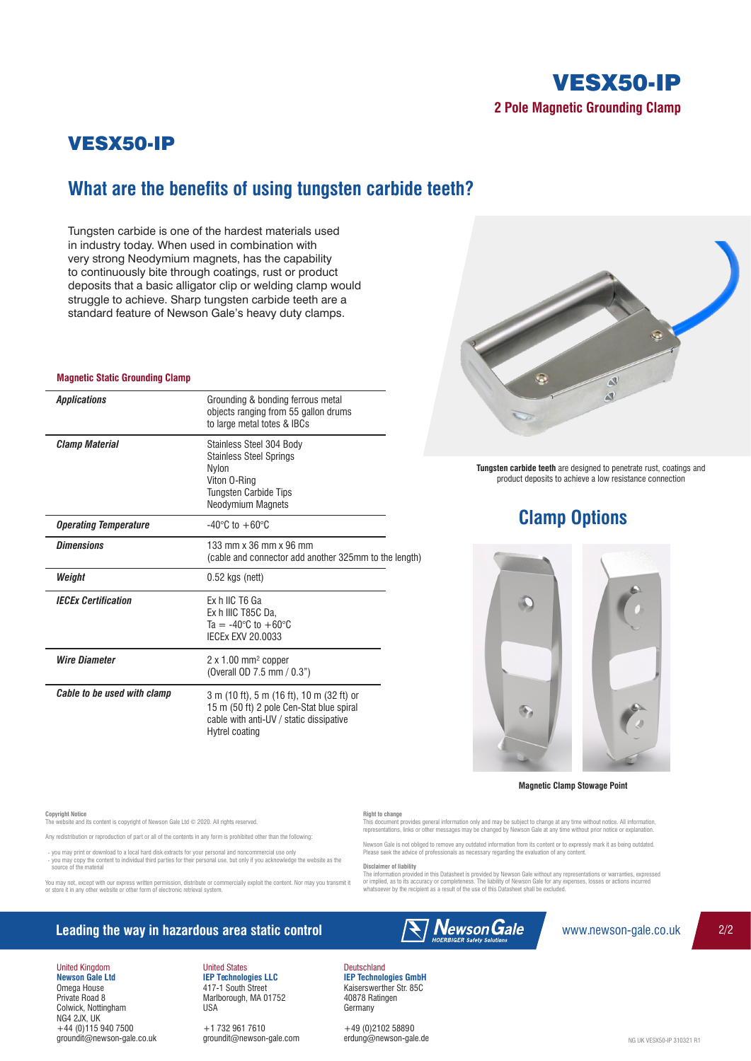# VESX50-IP

## 2 Pole Magnetic Grounding Clamp

# VESX50-IP

## What are the benefits of using tungsten carbide teeth?

Tungsten carbide is one of the hardest materials used in industry today. When used in combination with very strong Neodymium magnets, has the capability to continuously bite through coatings, rust or product deposits that a basic alligator clip or welding clamp would struggle to achieve. Sharp tungsten carbide teeth are a standard feature of Newson Gale's heavy duty clamps.

**Tungsten carbide teeth** are designed to penetrate rust, coatings and product deposits to achieve a low resistance connection

**Magnetic Static Grounding Clamp**

| | |
|---|---|
| ***Applications*** | Grounding & bonding ferrous metal objects ranging from 55 gallon drums to large metal totes & IBCs |
| ***Clamp Material*** | Stainless Steel 304 Body<br>Stainless Steel Springs<br>Nylon<br>Viton O-Ring<br>Tungsten Carbide Tips<br>Neodymium Magnets |
| ***Operating Temperature*** | -40°C to +60°C |
| ***Dimensions*** | 133 mm x 36 mm x 96 mm<br>(cable and connector add another 325mm to the length) |
| ***Weight*** | 0.52 kgs (nett) |
| ***IECEx Certification*** | Ex h IIC T6 Ga<br>Ex h IIIC T85C Da,<br>Ta = -40°C to +60°C<br>IECEx EXV 20.0033 |
| ***Wire Diameter*** | 2 x 1.00 mm² copper<br>(Overall OD 7.5 mm / 0.3") |
| ***Cable to be used with clamp*** | 3 m (10 ft), 5 m (16 ft), 10 m (32 ft) or 15 m (50 ft) 2 pole Cen-Stat blue spiral cable with anti-UV / static dissipative Hytrel coating |

## Clamp Options

**Magnetic Clamp Stowage Point**

**Copyright Notice**
The website and its content is copyright of Newson Gale Ltd © 2020. All rights reserved.

Any redistribution or reproduction of part or all of the contents in any form is prohibited other than the following:

- you may print or download to a local hard disk extracts for your personal and noncommercial use only
- you may copy the content to individual third parties for their personal use, but only if you acknowledge the website as the source of the material

You may not, except with our express written permission, distribute or commercially exploit the content. Nor may you transmit it or store it in any other website or other form of electronic retrieval system.

**Right to change**
This document provides general information only and may be subject to change at any time without notice. All information, representations, links or other messages may be changed by Newson Gale at any time without prior notice or explanation.

Newson Gale is not obliged to remove any outdated information from its content or to expressly mark it as being outdated. Please seek the advice of professionals as necessary regarding the evaluation of any content.

**Disclaimer of liability**
The information provided in this Datasheet is provided by Newson Gale without any representations or warranties, expressed or implied, as to its accuracy or completeness. The liability of Newson Gale for any expenses, losses or actions incurred whatsoever by the recipient as a result of the use of this Datasheet shall be excluded.

**Leading the way in hazardous area static control**

Newson Gale — HOERBIGER Safety Solutions

www.newson-gale.co.uk

United Kingdom
**Newson Gale Ltd**
Omega House
Private Road 8
Colwick, Nottingham
NG4 2JX, UK
+44 (0)115 940 7500
groundit@newson-gale.co.uk

United States
**IEP Technologies LLC**
417-1 South Street
Marlborough, MA 01752
USA

+1 732 961 7610
groundit@newson-gale.com

Deutschland
**IEP Technologies GmbH**
Kaiserswerther Str. 85C
40878 Ratingen
Germany

+49 (0)2102 58890
erdung@newson-gale.de

NG UK VESX50-IP 310321 R1